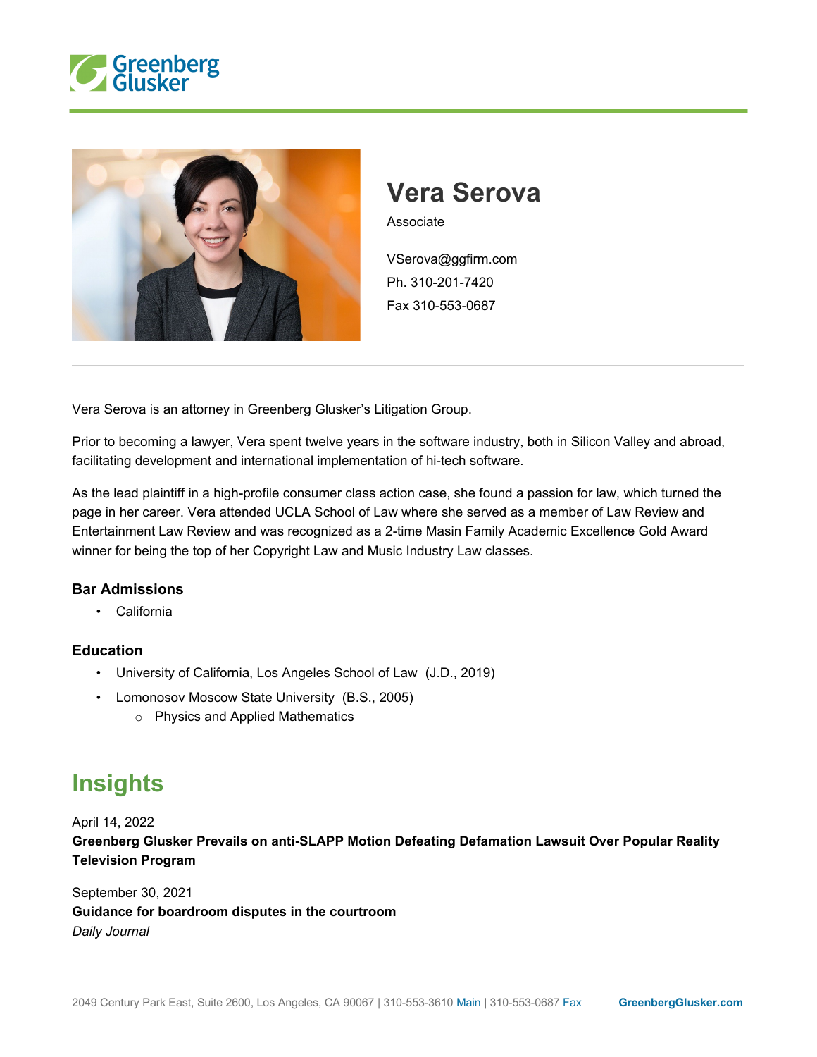# Vera Serova

Associate

VSerova@ggfirm.com
Ph. 310-201-7420
Fax 310-553-0687

Vera Serova is an attorney in Greenberg Glusker's Litigation Group.

Prior to becoming a lawyer, Vera spent twelve years in the software industry, both in Silicon Valley and abroad, facilitating development and international implementation of hi-tech software.

As the lead plaintiff in a high-profile consumer class action case, she found a passion for law, which turned the page in her career. Vera attended UCLA School of Law where she served as a member of Law Review and Entertainment Law Review and was recognized as a 2-time Masin Family Academic Excellence Gold Award winner for being the top of her Copyright Law and Music Industry Law classes.

### Bar Admissions

- California

### Education

- University of California, Los Angeles School of Law (J.D., 2019)
- Lomonosov Moscow State University (B.S., 2005)
  - Physics and Applied Mathematics

## Insights

April 14, 2022
**Greenberg Glusker Prevails on anti-SLAPP Motion Defeating Defamation Lawsuit Over Popular Reality Television Program**

September 30, 2021
**Guidance for boardroom disputes in the courtroom**
*Daily Journal*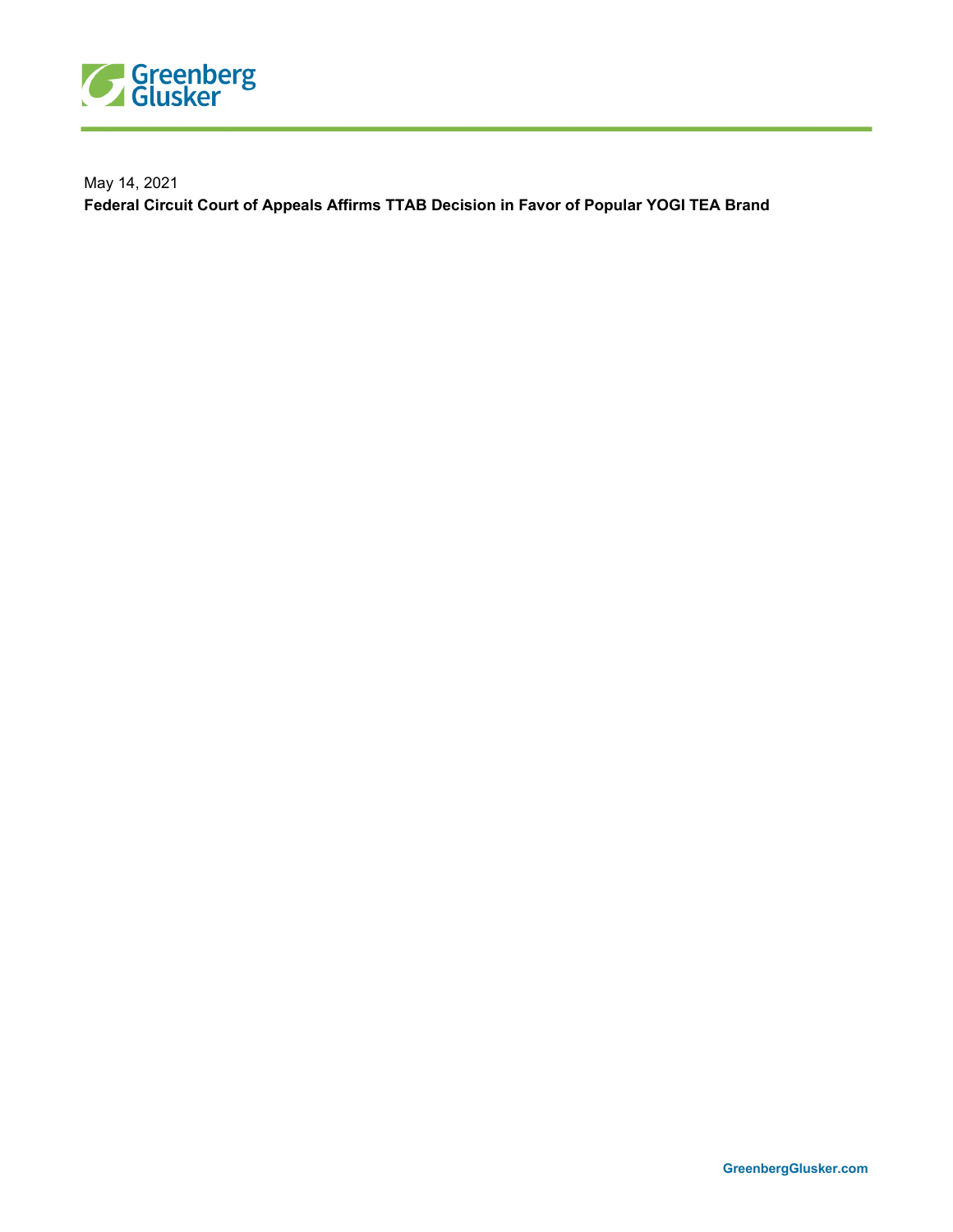May 14, 2021

**Federal Circuit Court of Appeals Affirms TTAB Decision in Favor of Popular YOGI TEA Brand**